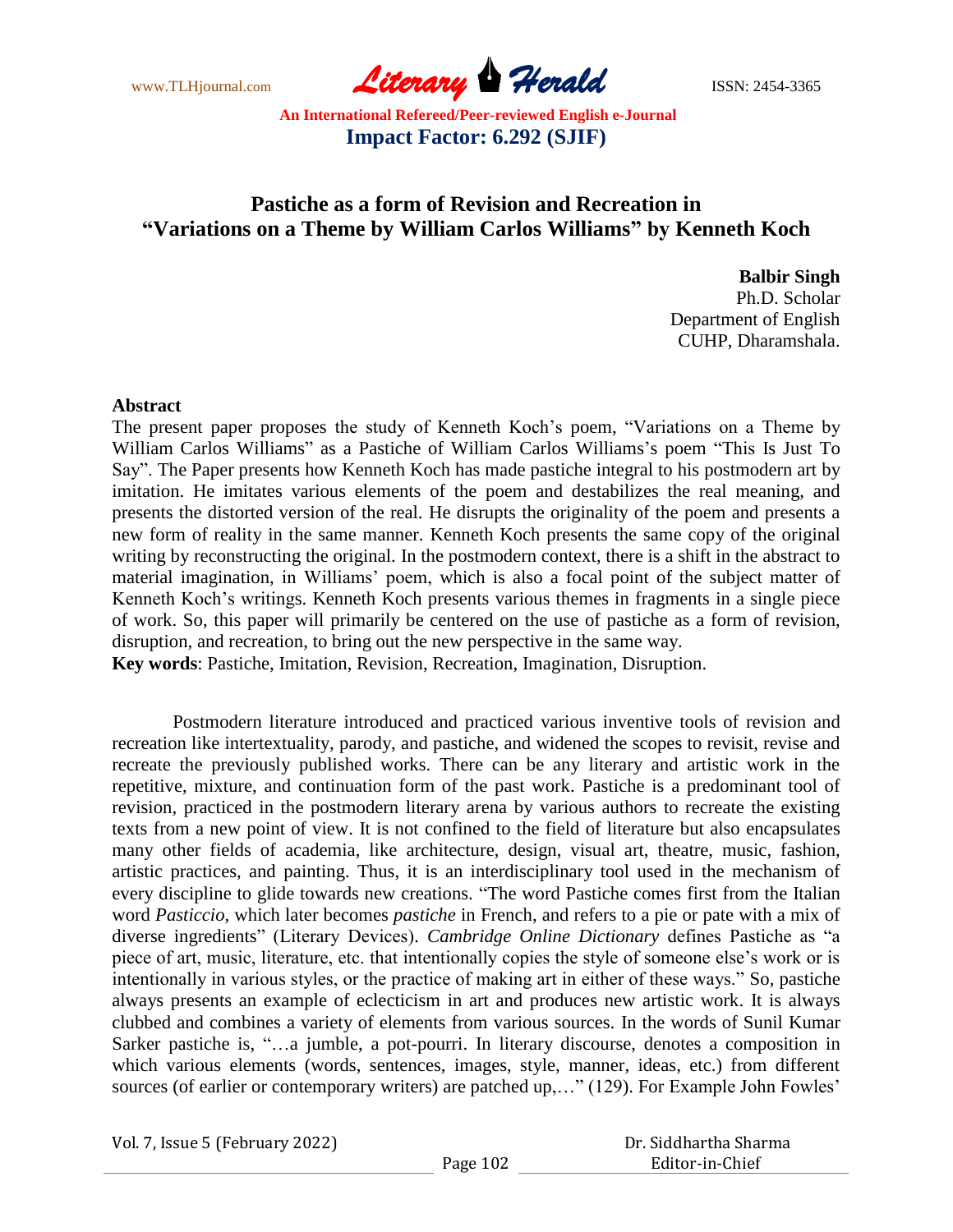# Pastiche as a form of Revision and Recreation in "Variations on a Theme by William Carlos Williams" by Kenneth Koch

**Balbir Singh**
Ph.D. Scholar
Department of English
CUHP, Dharamshala.

**Abstract**

The present paper proposes the study of Kenneth Koch's poem, "Variations on a Theme by William Carlos Williams" as a Pastiche of William Carlos Williams's poem "This Is Just To Say". The Paper presents how Kenneth Koch has made pastiche integral to his postmodern art by imitation. He imitates various elements of the poem and destabilizes the real meaning, and presents the distorted version of the real. He disrupts the originality of the poem and presents a new form of reality in the same manner. Kenneth Koch presents the same copy of the original writing by reconstructing the original. In the postmodern context, there is a shift in the abstract to material imagination, in Williams' poem, which is also a focal point of the subject matter of Kenneth Koch's writings. Kenneth Koch presents various themes in fragments in a single piece of work. So, this paper will primarily be centered on the use of pastiche as a form of revision, disruption, and recreation, to bring out the new perspective in the same way.

**Key words**: Pastiche, Imitation, Revision, Recreation, Imagination, Disruption.

Postmodern literature introduced and practiced various inventive tools of revision and recreation like intertextuality, parody, and pastiche, and widened the scopes to revisit, revise and recreate the previously published works. There can be any literary and artistic work in the repetitive, mixture, and continuation form of the past work. Pastiche is a predominant tool of revision, practiced in the postmodern literary arena by various authors to recreate the existing texts from a new point of view. It is not confined to the field of literature but also encapsulates many other fields of academia, like architecture, design, visual art, theatre, music, fashion, artistic practices, and painting. Thus, it is an interdisciplinary tool used in the mechanism of every discipline to glide towards new creations. "The word Pastiche comes first from the Italian word *Pasticcio*, which later becomes *pastiche* in French, and refers to a pie or pate with a mix of diverse ingredients" (Literary Devices). *Cambridge Online Dictionary* defines Pastiche as "a piece of art, music, literature, etc. that intentionally copies the style of someone else's work or is intentionally in various styles, or the practice of making art in either of these ways." So, pastiche always presents an example of eclecticism in art and produces new artistic work. It is always clubbed and combines a variety of elements from various sources. In the words of Sunil Kumar Sarker pastiche is, "…a jumble, a pot-pourri. In literary discourse, denotes a composition in which various elements (words, sentences, images, style, manner, ideas, etc.) from different sources (of earlier or contemporary writers) are patched up,…" (129). For Example John Fowles'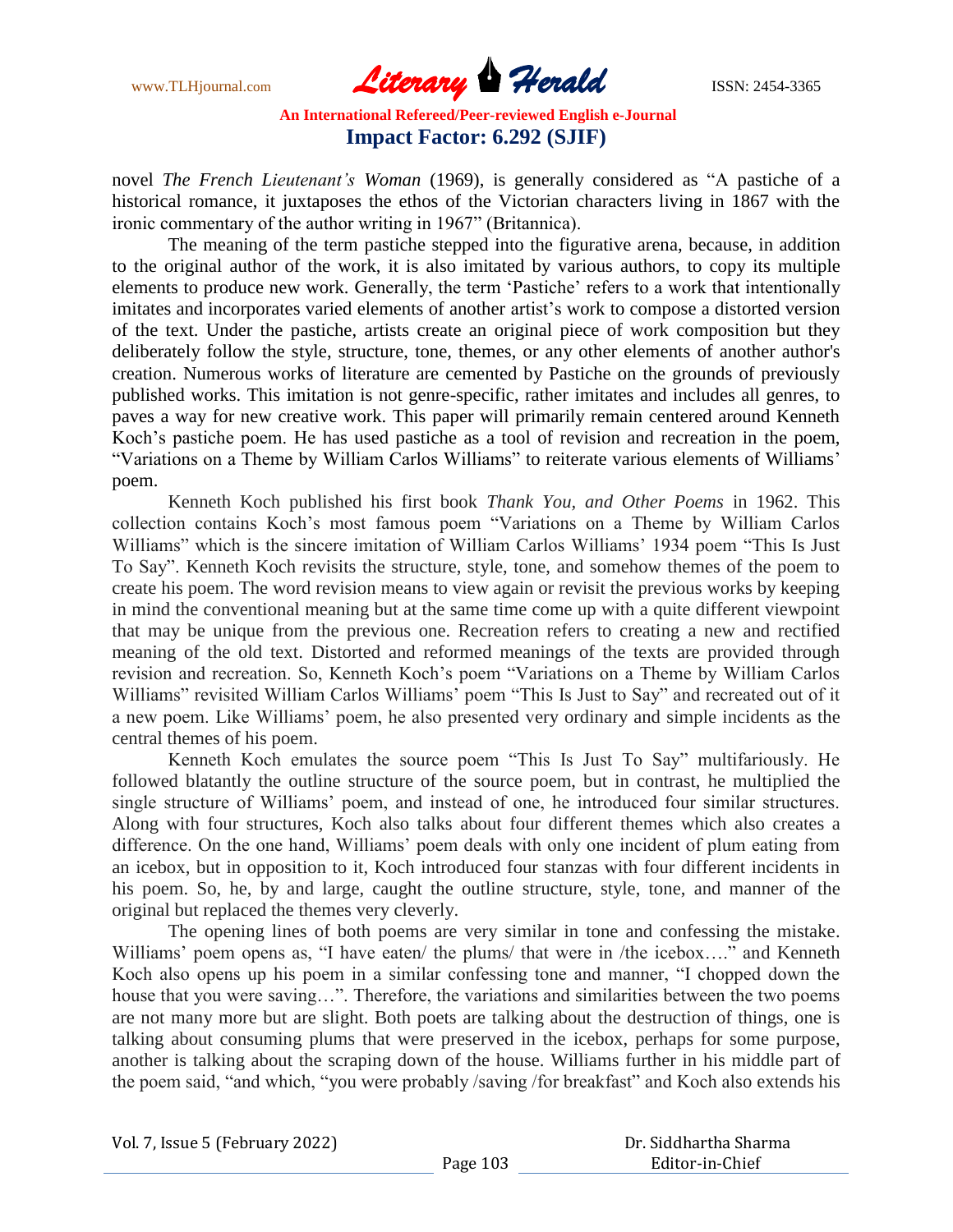novel *The French Lieutenant's Woman* (1969), is generally considered as "A pastiche of a historical romance, it juxtaposes the ethos of the Victorian characters living in 1867 with the ironic commentary of the author writing in 1967" (Britannica).

The meaning of the term pastiche stepped into the figurative arena, because, in addition to the original author of the work, it is also imitated by various authors, to copy its multiple elements to produce new work. Generally, the term 'Pastiche' refers to a work that intentionally imitates and incorporates varied elements of another artist's work to compose a distorted version of the text. Under the pastiche, artists create an original piece of work composition but they deliberately follow the style, structure, tone, themes, or any other elements of another author's creation. Numerous works of literature are cemented by Pastiche on the grounds of previously published works. This imitation is not genre-specific, rather imitates and includes all genres, to paves a way for new creative work. This paper will primarily remain centered around Kenneth Koch's pastiche poem. He has used pastiche as a tool of revision and recreation in the poem, "Variations on a Theme by William Carlos Williams" to reiterate various elements of Williams' poem.

Kenneth Koch published his first book *Thank You, and Other Poems* in 1962. This collection contains Koch's most famous poem "Variations on a Theme by William Carlos Williams" which is the sincere imitation of William Carlos Williams' 1934 poem "This Is Just To Say". Kenneth Koch revisits the structure, style, tone, and somehow themes of the poem to create his poem. The word revision means to view again or revisit the previous works by keeping in mind the conventional meaning but at the same time come up with a quite different viewpoint that may be unique from the previous one. Recreation refers to creating a new and rectified meaning of the old text. Distorted and reformed meanings of the texts are provided through revision and recreation. So, Kenneth Koch's poem "Variations on a Theme by William Carlos Williams" revisited William Carlos Williams' poem "This Is Just to Say" and recreated out of it a new poem. Like Williams' poem, he also presented very ordinary and simple incidents as the central themes of his poem.

Kenneth Koch emulates the source poem "This Is Just To Say" multifariously. He followed blatantly the outline structure of the source poem, but in contrast, he multiplied the single structure of Williams' poem, and instead of one, he introduced four similar structures. Along with four structures, Koch also talks about four different themes which also creates a difference. On the one hand, Williams' poem deals with only one incident of plum eating from an icebox, but in opposition to it, Koch introduced four stanzas with four different incidents in his poem. So, he, by and large, caught the outline structure, style, tone, and manner of the original but replaced the themes very cleverly.

The opening lines of both poems are very similar in tone and confessing the mistake. Williams' poem opens as, "I have eaten/ the plums/ that were in /the icebox…." and Kenneth Koch also opens up his poem in a similar confessing tone and manner, "I chopped down the house that you were saving…". Therefore, the variations and similarities between the two poems are not many more but are slight. Both poets are talking about the destruction of things, one is talking about consuming plums that were preserved in the icebox, perhaps for some purpose, another is talking about the scraping down of the house. Williams further in his middle part of the poem said, "and which, "you were probably /saving /for breakfast" and Koch also extends his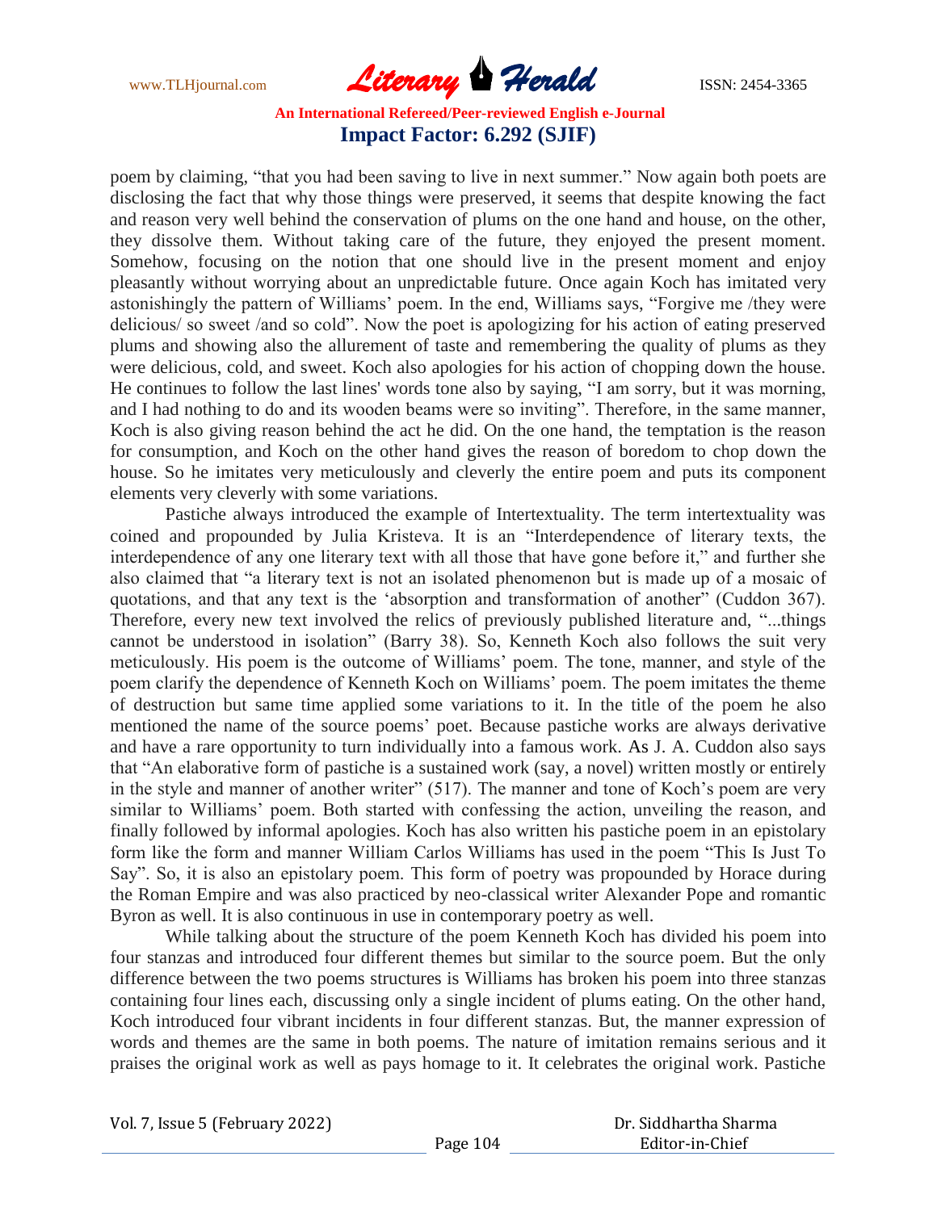poem by claiming, "that you had been saving to live in next summer." Now again both poets are disclosing the fact that why those things were preserved, it seems that despite knowing the fact and reason very well behind the conservation of plums on the one hand and house, on the other, they dissolve them. Without taking care of the future, they enjoyed the present moment. Somehow, focusing on the notion that one should live in the present moment and enjoy pleasantly without worrying about an unpredictable future. Once again Koch has imitated very astonishingly the pattern of Williams' poem. In the end, Williams says, "Forgive me /they were delicious/ so sweet /and so cold". Now the poet is apologizing for his action of eating preserved plums and showing also the allurement of taste and remembering the quality of plums as they were delicious, cold, and sweet. Koch also apologies for his action of chopping down the house. He continues to follow the last lines' words tone also by saying, "I am sorry, but it was morning, and I had nothing to do and its wooden beams were so inviting". Therefore, in the same manner, Koch is also giving reason behind the act he did. On the one hand, the temptation is the reason for consumption, and Koch on the other hand gives the reason of boredom to chop down the house. So he imitates very meticulously and cleverly the entire poem and puts its component elements very cleverly with some variations.

Pastiche always introduced the example of Intertextuality. The term intertextuality was coined and propounded by Julia Kristeva. It is an "Interdependence of literary texts, the interdependence of any one literary text with all those that have gone before it," and further she also claimed that "a literary text is not an isolated phenomenon but is made up of a mosaic of quotations, and that any text is the 'absorption and transformation of another" (Cuddon 367). Therefore, every new text involved the relics of previously published literature and, "...things cannot be understood in isolation" (Barry 38). So, Kenneth Koch also follows the suit very meticulously. His poem is the outcome of Williams' poem. The tone, manner, and style of the poem clarify the dependence of Kenneth Koch on Williams' poem. The poem imitates the theme of destruction but same time applied some variations to it. In the title of the poem he also mentioned the name of the source poems' poet. Because pastiche works are always derivative and have a rare opportunity to turn individually into a famous work. As J. A. Cuddon also says that "An elaborative form of pastiche is a sustained work (say, a novel) written mostly or entirely in the style and manner of another writer" (517). The manner and tone of Koch's poem are very similar to Williams' poem. Both started with confessing the action, unveiling the reason, and finally followed by informal apologies. Koch has also written his pastiche poem in an epistolary form like the form and manner William Carlos Williams has used in the poem "This Is Just To Say". So, it is also an epistolary poem. This form of poetry was propounded by Horace during the Roman Empire and was also practiced by neo-classical writer Alexander Pope and romantic Byron as well. It is also continuous in use in contemporary poetry as well.

While talking about the structure of the poem Kenneth Koch has divided his poem into four stanzas and introduced four different themes but similar to the source poem. But the only difference between the two poems structures is Williams has broken his poem into three stanzas containing four lines each, discussing only a single incident of plums eating. On the other hand, Koch introduced four vibrant incidents in four different stanzas. But, the manner expression of words and themes are the same in both poems. The nature of imitation remains serious and it praises the original work as well as pays homage to it. It celebrates the original work. Pastiche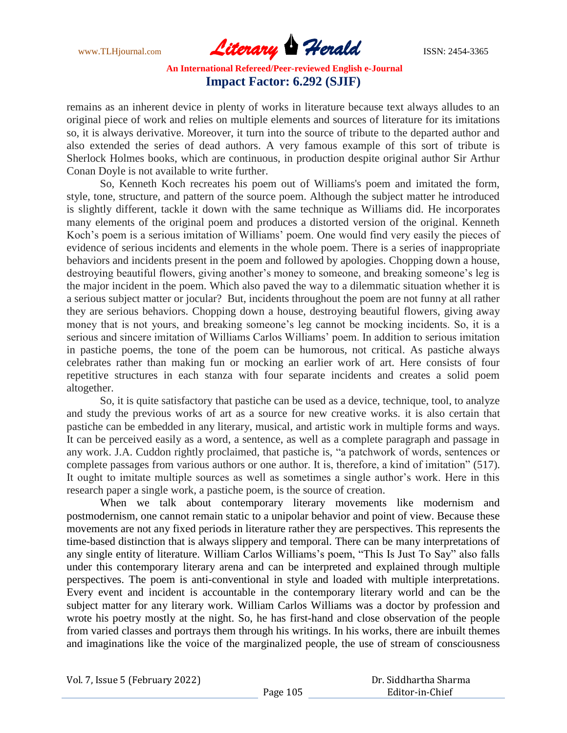remains as an inherent device in plenty of works in literature because text always alludes to an original piece of work and relies on multiple elements and sources of literature for its imitations so, it is always derivative. Moreover, it turn into the source of tribute to the departed author and also extended the series of dead authors. A very famous example of this sort of tribute is Sherlock Holmes books, which are continuous, in production despite original author Sir Arthur Conan Doyle is not available to write further.

So, Kenneth Koch recreates his poem out of Williams's poem and imitated the form, style, tone, structure, and pattern of the source poem. Although the subject matter he introduced is slightly different, tackle it down with the same technique as Williams did. He incorporates many elements of the original poem and produces a distorted version of the original. Kenneth Koch's poem is a serious imitation of Williams' poem. One would find very easily the pieces of evidence of serious incidents and elements in the whole poem. There is a series of inappropriate behaviors and incidents present in the poem and followed by apologies. Chopping down a house, destroying beautiful flowers, giving another's money to someone, and breaking someone's leg is the major incident in the poem. Which also paved the way to a dilemmatic situation whether it is a serious subject matter or jocular? But, incidents throughout the poem are not funny at all rather they are serious behaviors. Chopping down a house, destroying beautiful flowers, giving away money that is not yours, and breaking someone's leg cannot be mocking incidents. So, it is a serious and sincere imitation of Williams Carlos Williams' poem. In addition to serious imitation in pastiche poems, the tone of the poem can be humorous, not critical. As pastiche always celebrates rather than making fun or mocking an earlier work of art. Here consists of four repetitive structures in each stanza with four separate incidents and creates a solid poem altogether.

So, it is quite satisfactory that pastiche can be used as a device, technique, tool, to analyze and study the previous works of art as a source for new creative works. it is also certain that pastiche can be embedded in any literary, musical, and artistic work in multiple forms and ways. It can be perceived easily as a word, a sentence, as well as a complete paragraph and passage in any work. J.A. Cuddon rightly proclaimed, that pastiche is, "a patchwork of words, sentences or complete passages from various authors or one author. It is, therefore, a kind of imitation" (517). It ought to imitate multiple sources as well as sometimes a single author's work. Here in this research paper a single work, a pastiche poem, is the source of creation.

When we talk about contemporary literary movements like modernism and postmodernism, one cannot remain static to a unipolar behavior and point of view. Because these movements are not any fixed periods in literature rather they are perspectives. This represents the time-based distinction that is always slippery and temporal. There can be many interpretations of any single entity of literature. William Carlos Williams's poem, "This Is Just To Say" also falls under this contemporary literary arena and can be interpreted and explained through multiple perspectives. The poem is anti-conventional in style and loaded with multiple interpretations. Every event and incident is accountable in the contemporary literary world and can be the subject matter for any literary work. William Carlos Williams was a doctor by profession and wrote his poetry mostly at the night. So, he has first-hand and close observation of the people from varied classes and portrays them through his writings. In his works, there are inbuilt themes and imaginations like the voice of the marginalized people, the use of stream of consciousness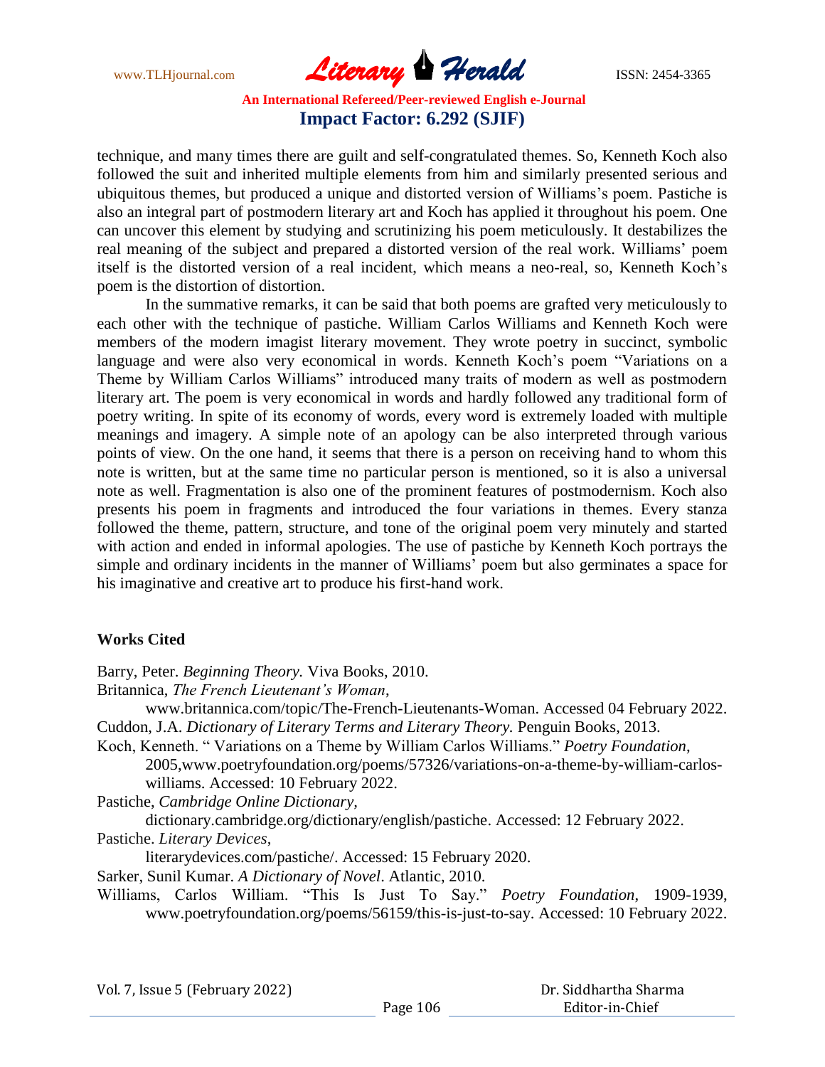technique, and many times there are guilt and self-congratulated themes. So, Kenneth Koch also followed the suit and inherited multiple elements from him and similarly presented serious and ubiquitous themes, but produced a unique and distorted version of Williams's poem. Pastiche is also an integral part of postmodern literary art and Koch has applied it throughout his poem. One can uncover this element by studying and scrutinizing his poem meticulously. It destabilizes the real meaning of the subject and prepared a distorted version of the real work. Williams' poem itself is the distorted version of a real incident, which means a neo-real, so, Kenneth Koch's poem is the distortion of distortion.

In the summative remarks, it can be said that both poems are grafted very meticulously to each other with the technique of pastiche. William Carlos Williams and Kenneth Koch were members of the modern imagist literary movement. They wrote poetry in succinct, symbolic language and were also very economical in words. Kenneth Koch's poem "Variations on a Theme by William Carlos Williams" introduced many traits of modern as well as postmodern literary art. The poem is very economical in words and hardly followed any traditional form of poetry writing. In spite of its economy of words, every word is extremely loaded with multiple meanings and imagery. A simple note of an apology can be also interpreted through various points of view. On the one hand, it seems that there is a person on receiving hand to whom this note is written, but at the same time no particular person is mentioned, so it is also a universal note as well. Fragmentation is also one of the prominent features of postmodernism. Koch also presents his poem in fragments and introduced the four variations in themes. Every stanza followed the theme, pattern, structure, and tone of the original poem very minutely and started with action and ended in informal apologies. The use of pastiche by Kenneth Koch portrays the simple and ordinary incidents in the manner of Williams' poem but also germinates a space for his imaginative and creative art to produce his first-hand work.

**Works Cited**

Barry, Peter. *Beginning Theory.* Viva Books, 2010.

Britannica, *The French Lieutenant's Woman*, www.britannica.com/topic/The-French-Lieutenants-Woman. Accessed 04 February 2022.

Cuddon, J.A. *Dictionary of Literary Terms and Literary Theory.* Penguin Books, 2013.

Koch, Kenneth. " Variations on a Theme by William Carlos Williams." *Poetry Foundation*, 2005,www.poetryfoundation.org/poems/57326/variations-on-a-theme-by-william-carlos-williams. Accessed: 10 February 2022.

Pastiche, *Cambridge Online Dictionary*, dictionary.cambridge.org/dictionary/english/pastiche. Accessed: 12 February 2022.

Pastiche. *Literary Devices*, literarydevices.com/pastiche/. Accessed: 15 February 2020.

Sarker, Sunil Kumar. *A Dictionary of Novel*. Atlantic, 2010.

Williams, Carlos William. "This Is Just To Say." *Poetry Foundation*, 1909-1939, www.poetryfoundation.org/poems/56159/this-is-just-to-say. Accessed: 10 February 2022.